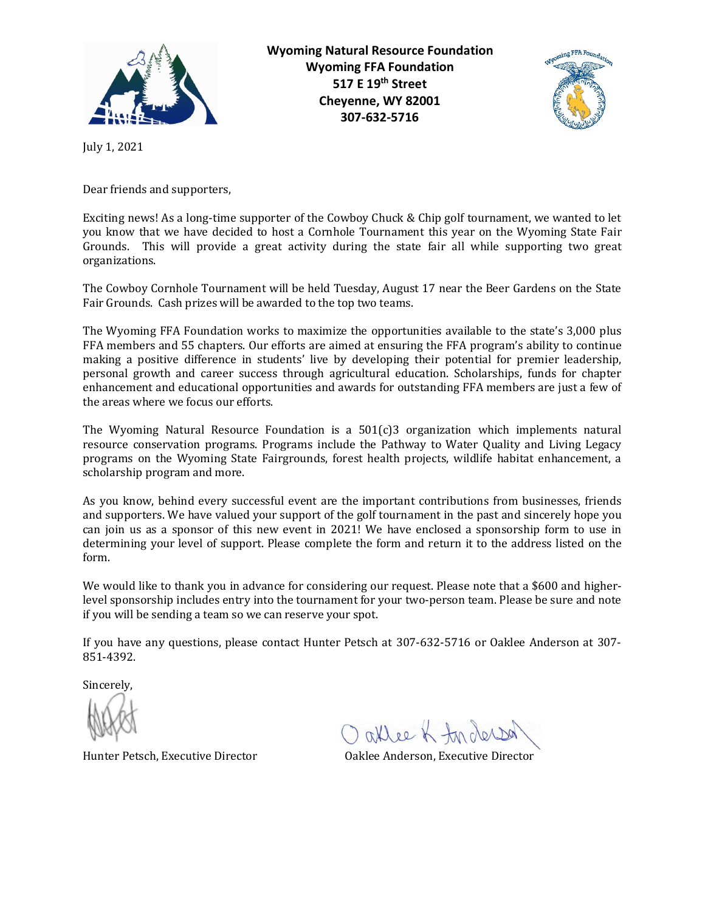**Wyoming Natural Resource Foundation**
**Wyoming FFA Foundation**
**517 E 19th Street**
**Cheyenne, WY 82001**
**307-632-5716**

July 1, 2021

Dear friends and supporters,

Exciting news! As a long-time supporter of the Cowboy Chuck & Chip golf tournament, we wanted to let you know that we have decided to host a Cornhole Tournament this year on the Wyoming State Fair Grounds. This will provide a great activity during the state fair all while supporting two great organizations.

The Cowboy Cornhole Tournament will be held Tuesday, August 17 near the Beer Gardens on the State Fair Grounds. Cash prizes will be awarded to the top two teams.

The Wyoming FFA Foundation works to maximize the opportunities available to the state's 3,000 plus FFA members and 55 chapters. Our efforts are aimed at ensuring the FFA program's ability to continue making a positive difference in students' live by developing their potential for premier leadership, personal growth and career success through agricultural education. Scholarships, funds for chapter enhancement and educational opportunities and awards for outstanding FFA members are just a few of the areas where we focus our efforts.

The Wyoming Natural Resource Foundation is a 501(c)3 organization which implements natural resource conservation programs. Programs include the Pathway to Water Quality and Living Legacy programs on the Wyoming State Fairgrounds, forest health projects, wildlife habitat enhancement, a scholarship program and more.

As you know, behind every successful event are the important contributions from businesses, friends and supporters. We have valued your support of the golf tournament in the past and sincerely hope you can join us as a sponsor of this new event in 2021! We have enclosed a sponsorship form to use in determining your level of support. Please complete the form and return it to the address listed on the form.

We would like to thank you in advance for considering our request. Please note that a $600 and higher-level sponsorship includes entry into the tournament for your two-person team. Please be sure and note if you will be sending a team so we can reserve your spot.

If you have any questions, please contact Hunter Petsch at 307-632-5716 or Oaklee Anderson at 307-851-4392.

Sincerely,

Hunter Petsch, Executive Director

Oaklee Anderson, Executive Director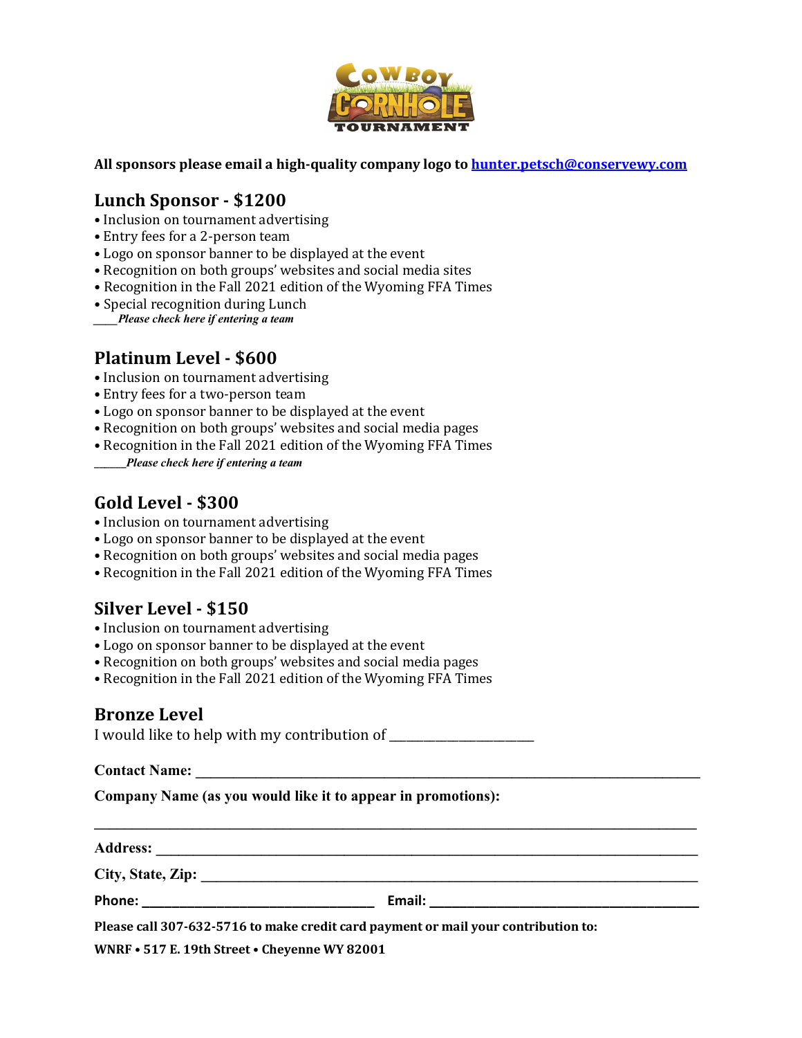All sponsors please email a high-quality company logo to hunter.petsch@conservewy.com

## Lunch Sponsor - $1200

- Inclusion on tournament advertising
- Entry fees for a 2-person team
- Logo on sponsor banner to be displayed at the event
- Recognition on both groups' websites and social media sites
- Recognition in the Fall 2021 edition of the Wyoming FFA Times
- Special recognition during Lunch

____*Please check here if entering a team*

## Platinum Level - $600

- Inclusion on tournament advertising
- Entry fees for a two-person team
- Logo on sponsor banner to be displayed at the event
- Recognition on both groups' websites and social media pages
- Recognition in the Fall 2021 edition of the Wyoming FFA Times

_____*Please check here if entering a team*

## Gold Level - $300

- Inclusion on tournament advertising
- Logo on sponsor banner to be displayed at the event
- Recognition on both groups' websites and social media pages
- Recognition in the Fall 2021 edition of the Wyoming FFA Times

## Silver Level - $150

- Inclusion on tournament advertising
- Logo on sponsor banner to be displayed at the event
- Recognition on both groups' websites and social media pages
- Recognition in the Fall 2021 edition of the Wyoming FFA Times

## Bronze Level

I would like to help with my contribution of ____________________

**Contact Name:** ______________________________________________________________

**Company Name (as you would like it to appear in promotions):**

______________________________________________________________________________

**Address:** ____________________________________________________________________

**City, State, Zip:** _____________________________________________________________

**Phone:** ______________________________ **Email:** ___________________________________

**Please call 307-632-5716 to make credit card payment or mail your contribution to:**

**WNRF • 517 E. 19th Street • Cheyenne WY 82001**